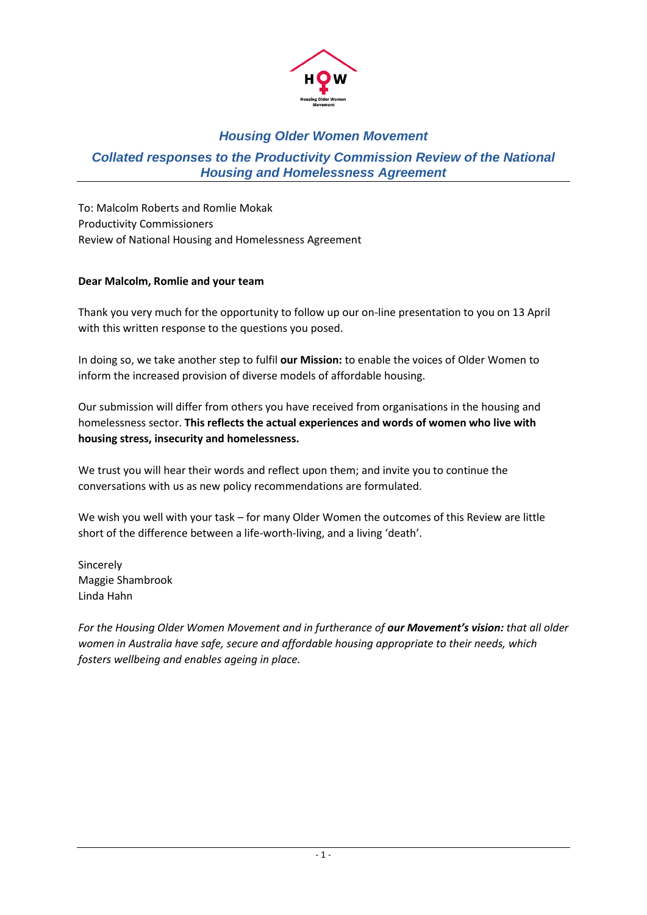## *Housing Older Women Movement*

## *Collated responses to the Productivity Commission Review of the National Housing and Homelessness Agreement*

To: Malcolm Roberts and Romlie Mokak
Productivity Commissioners
Review of National Housing and Homelessness Agreement

**Dear Malcolm, Romlie and your team**

Thank you very much for the opportunity to follow up our on-line presentation to you on 13 April with this written response to the questions you posed.

In doing so, we take another step to fulfil **our Mission:** to enable the voices of Older Women to inform the increased provision of diverse models of affordable housing.

Our submission will differ from others you have received from organisations in the housing and homelessness sector. **This reflects the actual experiences and words of women who live with housing stress, insecurity and homelessness.**

We trust you will hear their words and reflect upon them; and invite you to continue the conversations with us as new policy recommendations are formulated.

We wish you well with your task – for many Older Women the outcomes of this Review are little short of the difference between a life-worth-living, and a living 'death'.

Sincerely
Maggie Shambrook
Linda Hahn

*For the Housing Older Women Movement and in furtherance of **our Movement's vision:** that all older women in Australia have safe, secure and affordable housing appropriate to their needs, which fosters wellbeing and enables ageing in place.*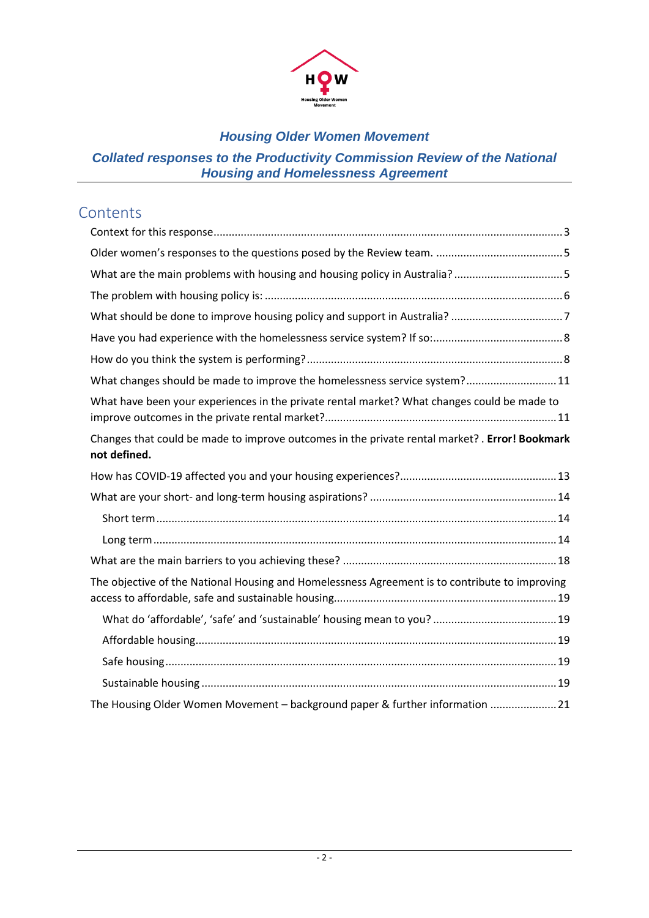**Housing Older Women Movement**

## *Housing Older Women Movement*

## *Collated responses to the Productivity Commission Review of the National Housing and Homelessness Agreement*

# Contents

Context for this response....................................................................................................3

Older women's responses to the questions posed by the Review team. ..........................................5

What are the main problems with housing and housing policy in Australia? ....................................5

The problem with housing policy is: ..................................................................................................6

What should be done to improve housing policy and support in Australia? .....................................7

Have you had experience with the homelessness service system? If so:...........................................8

How do you think the system is performing?....................................................................................8

What changes should be made to improve the homelessness service system?.............................11

What have been your experiences in the private rental market? What changes could be made to improve outcomes in the private rental market?............................................................................11

Changes that could be made to improve outcomes in the private rental market? . **Error! Bookmark not defined.**

How has COVID-19 affected you and your housing experiences?...................................................13

What are your short- and long-term housing aspirations? .............................................................14

- Short term...................................................................................................................14
- Long term....................................................................................................................14

What are the main barriers to you achieving these? .......................................................................18

The objective of the National Housing and Homelessness Agreement is to contribute to improving access to affordable, safe and sustainable housing.........................................................................19

- What do 'affordable', 'safe' and 'sustainable' housing mean to you? .........................................19
- Affordable housing.......................................................................................................19
- Safe housing................................................................................................................19
- Sustainable housing.....................................................................................................19

The Housing Older Women Movement – background paper & further information ......................21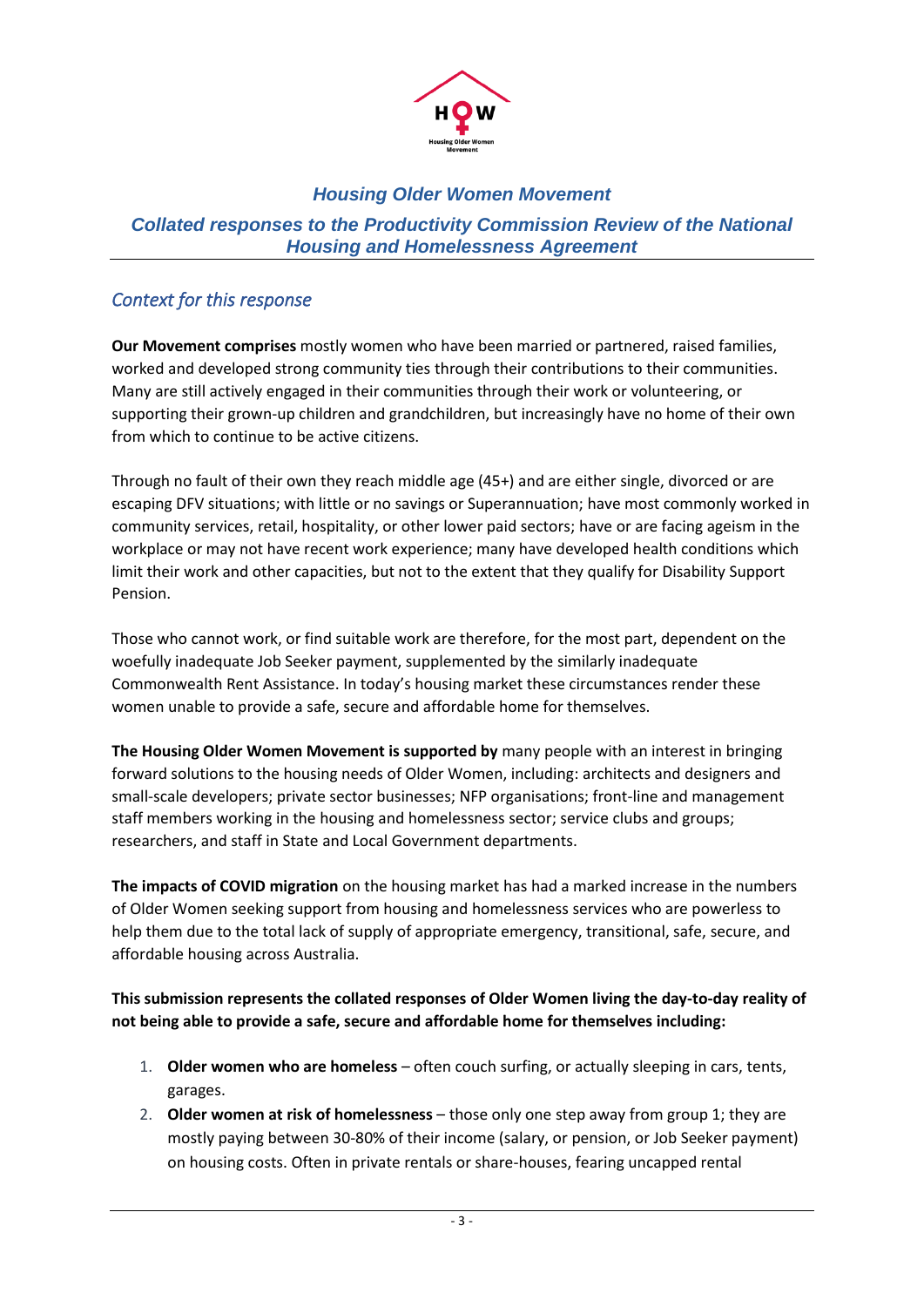## Housing Older Women Movement

### Collated responses to the Productivity Commission Review of the National Housing and Homelessness Agreement

### *Context for this response*

**Our Movement comprises** mostly women who have been married or partnered, raised families, worked and developed strong community ties through their contributions to their communities. Many are still actively engaged in their communities through their work or volunteering, or supporting their grown-up children and grandchildren, but increasingly have no home of their own from which to continue to be active citizens.

Through no fault of their own they reach middle age (45+) and are either single, divorced or are escaping DFV situations; with little or no savings or Superannuation; have most commonly worked in community services, retail, hospitality, or other lower paid sectors; have or are facing ageism in the workplace or may not have recent work experience; many have developed health conditions which limit their work and other capacities, but not to the extent that they qualify for Disability Support Pension.

Those who cannot work, or find suitable work are therefore, for the most part, dependent on the woefully inadequate Job Seeker payment, supplemented by the similarly inadequate Commonwealth Rent Assistance. In today's housing market these circumstances render these women unable to provide a safe, secure and affordable home for themselves.

**The Housing Older Women Movement is supported by** many people with an interest in bringing forward solutions to the housing needs of Older Women, including: architects and designers and small-scale developers; private sector businesses; NFP organisations; front-line and management staff members working in the housing and homelessness sector; service clubs and groups; researchers, and staff in State and Local Government departments.

**The impacts of COVID migration** on the housing market has had a marked increase in the numbers of Older Women seeking support from housing and homelessness services who are powerless to help them due to the total lack of supply of appropriate emergency, transitional, safe, secure, and affordable housing across Australia.

**This submission represents the collated responses of Older Women living the day-to-day reality of not being able to provide a safe, secure and affordable home for themselves including:**

1. **Older women who are homeless** – often couch surfing, or actually sleeping in cars, tents, garages.
2. **Older women at risk of homelessness** – those only one step away from group 1; they are mostly paying between 30-80% of their income (salary, or pension, or Job Seeker payment) on housing costs. Often in private rentals or share-houses, fearing uncapped rental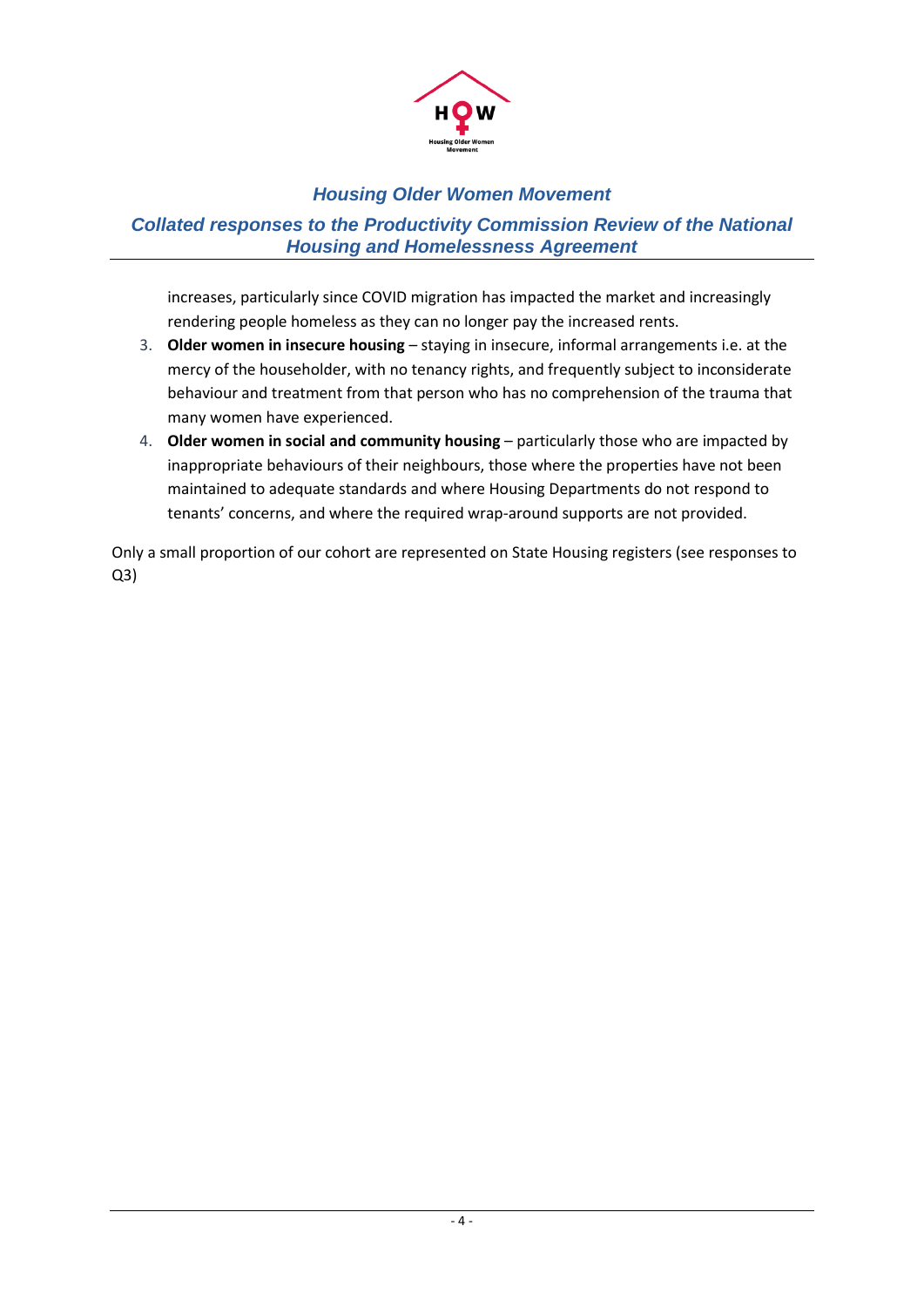increases, particularly since COVID migration has impacted the market and increasingly rendering people homeless as they can no longer pay the increased rents.

3. **Older women in insecure housing** – staying in insecure, informal arrangements i.e. at the mercy of the householder, with no tenancy rights, and frequently subject to inconsiderate behaviour and treatment from that person who has no comprehension of the trauma that many women have experienced.
4. **Older women in social and community housing** – particularly those who are impacted by inappropriate behaviours of their neighbours, those where the properties have not been maintained to adequate standards and where Housing Departments do not respond to tenants' concerns, and where the required wrap-around supports are not provided.

Only a small proportion of our cohort are represented on State Housing registers (see responses to Q3)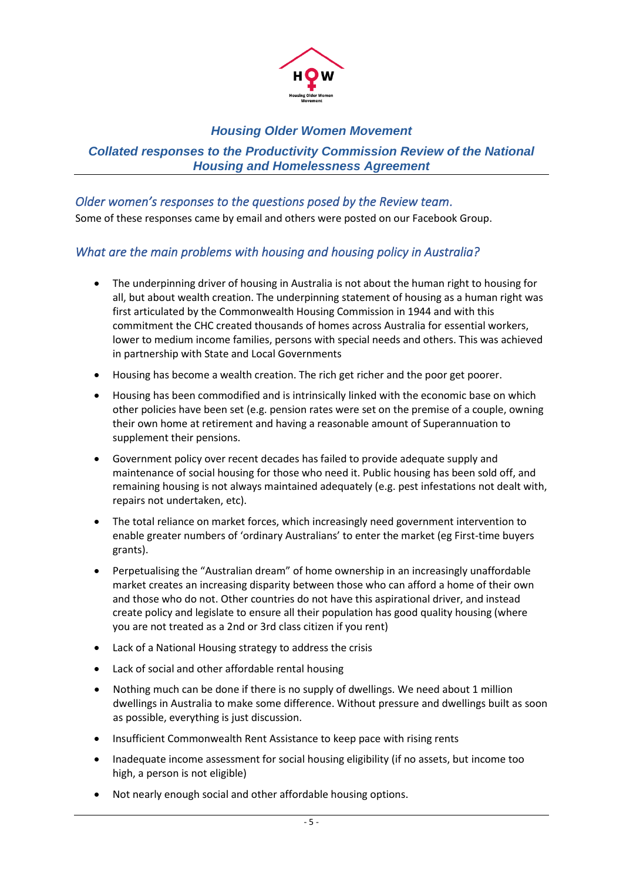# Housing Older Women Movement

## Collated responses to the Productivity Commission Review of the National Housing and Homelessness Agreement

### *Older women's responses to the questions posed by the Review team.*

Some of these responses came by email and others were posted on our Facebook Group.

### *What are the main problems with housing and housing policy in Australia?*

- The underpinning driver of housing in Australia is not about the human right to housing for all, but about wealth creation. The underpinning statement of housing as a human right was first articulated by the Commonwealth Housing Commission in 1944 and with this commitment the CHC created thousands of homes across Australia for essential workers, lower to medium income families, persons with special needs and others. This was achieved in partnership with State and Local Governments
- Housing has become a wealth creation. The rich get richer and the poor get poorer.
- Housing has been commodified and is intrinsically linked with the economic base on which other policies have been set (e.g. pension rates were set on the premise of a couple, owning their own home at retirement and having a reasonable amount of Superannuation to supplement their pensions.
- Government policy over recent decades has failed to provide adequate supply and maintenance of social housing for those who need it. Public housing has been sold off, and remaining housing is not always maintained adequately (e.g. pest infestations not dealt with, repairs not undertaken, etc).
- The total reliance on market forces, which increasingly need government intervention to enable greater numbers of 'ordinary Australians' to enter the market (eg First-time buyers grants).
- Perpetualising the "Australian dream" of home ownership in an increasingly unaffordable market creates an increasing disparity between those who can afford a home of their own and those who do not. Other countries do not have this aspirational driver, and instead create policy and legislate to ensure all their population has good quality housing (where you are not treated as a 2nd or 3rd class citizen if you rent)
- Lack of a National Housing strategy to address the crisis
- Lack of social and other affordable rental housing
- Nothing much can be done if there is no supply of dwellings. We need about 1 million dwellings in Australia to make some difference. Without pressure and dwellings built as soon as possible, everything is just discussion.
- Insufficient Commonwealth Rent Assistance to keep pace with rising rents
- Inadequate income assessment for social housing eligibility (if no assets, but income too high, a person is not eligible)
- Not nearly enough social and other affordable housing options.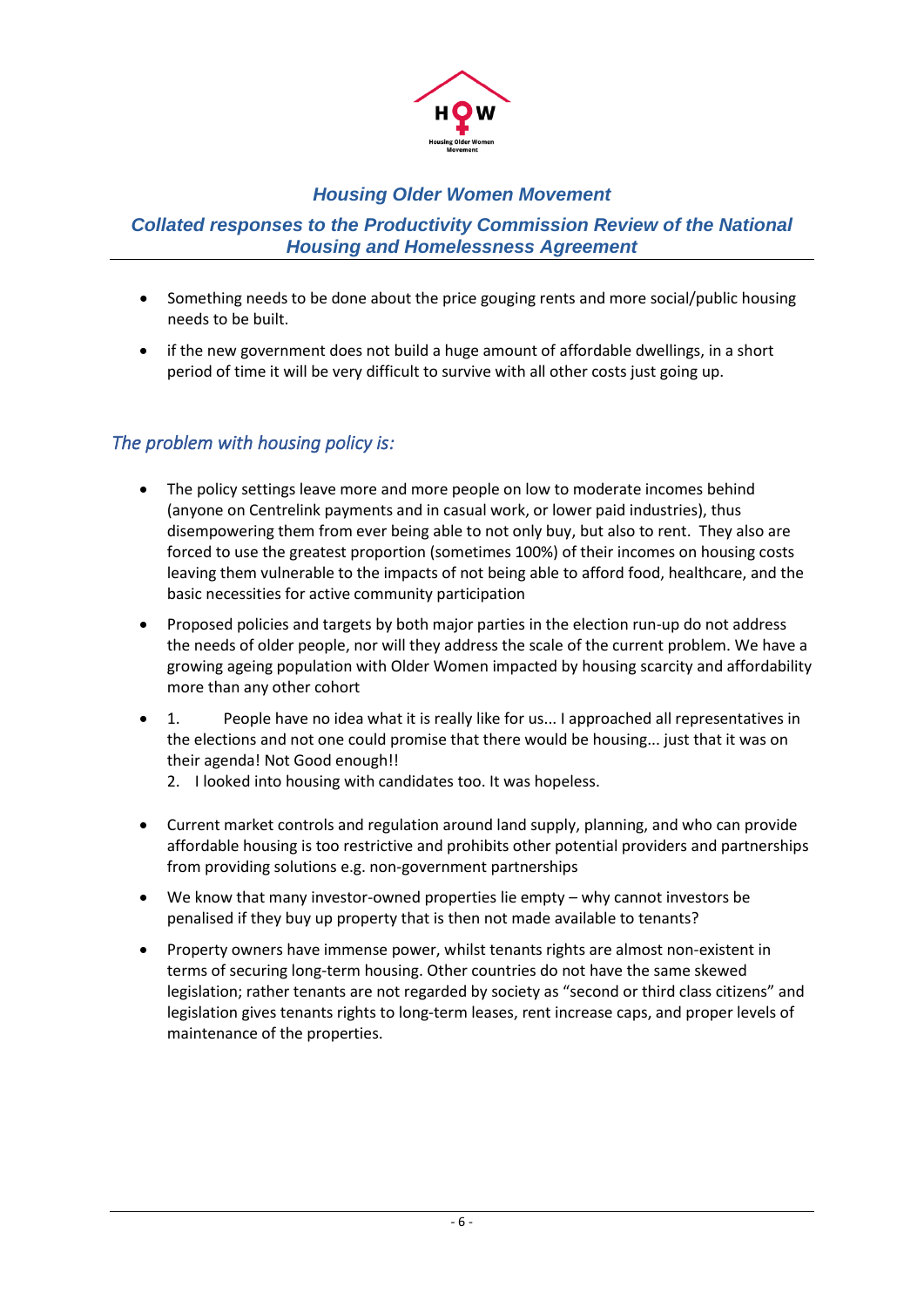- Something needs to be done about the price gouging rents and more social/public housing needs to be built.
- if the new government does not build a huge amount of affordable dwellings, in a short period of time it will be very difficult to survive with all other costs just going up.

## *The problem with housing policy is:*

- The policy settings leave more and more people on low to moderate incomes behind (anyone on Centrelink payments and in casual work, or lower paid industries), thus disempowering them from ever being able to not only buy, but also to rent. They also are forced to use the greatest proportion (sometimes 100%) of their incomes on housing costs leaving them vulnerable to the impacts of not being able to afford food, healthcare, and the basic necessities for active community participation
- Proposed policies and targets by both major parties in the election run-up do not address the needs of older people, nor will they address the scale of the current problem. We have a growing ageing population with Older Women impacted by housing scarcity and affordability more than any other cohort
- 1. People have no idea what it is really like for us... I approached all representatives in the elections and not one could promise that there would be housing... just that it was on their agenda! Not Good enough!!
  2. I looked into housing with candidates too. It was hopeless.
- Current market controls and regulation around land supply, planning, and who can provide affordable housing is too restrictive and prohibits other potential providers and partnerships from providing solutions e.g. non-government partnerships
- We know that many investor-owned properties lie empty – why cannot investors be penalised if they buy up property that is then not made available to tenants?
- Property owners have immense power, whilst tenants rights are almost non-existent in terms of securing long-term housing. Other countries do not have the same skewed legislation; rather tenants are not regarded by society as "second or third class citizens" and legislation gives tenants rights to long-term leases, rent increase caps, and proper levels of maintenance of the properties.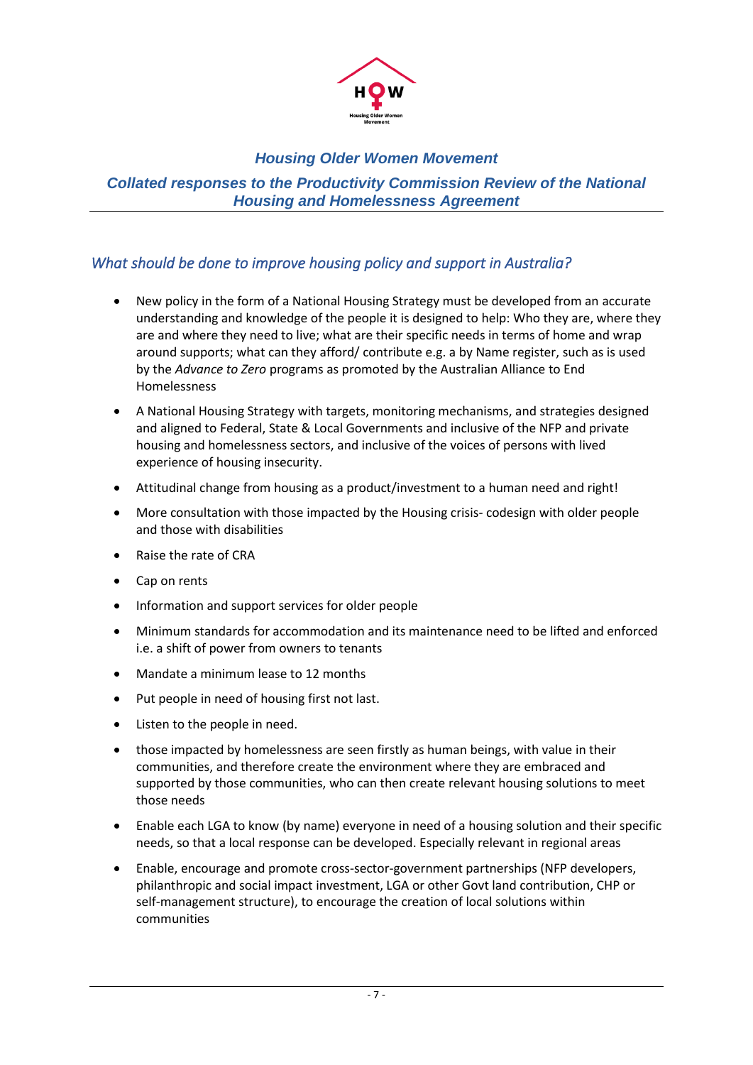## Housing Older Women Movement

### Collated responses to the Productivity Commission Review of the National Housing and Homelessness Agreement

### *What should be done to improve housing policy and support in Australia?*

- New policy in the form of a National Housing Strategy must be developed from an accurate understanding and knowledge of the people it is designed to help: Who they are, where they are and where they need to live; what are their specific needs in terms of home and wrap around supports; what can they afford/ contribute e.g. a by Name register, such as is used by the *Advance to Zero* programs as promoted by the Australian Alliance to End Homelessness
- A National Housing Strategy with targets, monitoring mechanisms, and strategies designed and aligned to Federal, State & Local Governments and inclusive of the NFP and private housing and homelessness sectors, and inclusive of the voices of persons with lived experience of housing insecurity.
- Attitudinal change from housing as a product/investment to a human need and right!
- More consultation with those impacted by the Housing crisis- codesign with older people and those with disabilities
- Raise the rate of CRA
- Cap on rents
- Information and support services for older people
- Minimum standards for accommodation and its maintenance need to be lifted and enforced i.e. a shift of power from owners to tenants
- Mandate a minimum lease to 12 months
- Put people in need of housing first not last.
- Listen to the people in need.
- those impacted by homelessness are seen firstly as human beings, with value in their communities, and therefore create the environment where they are embraced and supported by those communities, who can then create relevant housing solutions to meet those needs
- Enable each LGA to know (by name) everyone in need of a housing solution and their specific needs, so that a local response can be developed. Especially relevant in regional areas
- Enable, encourage and promote cross-sector-government partnerships (NFP developers, philanthropic and social impact investment, LGA or other Govt land contribution, CHP or self-management structure), to encourage the creation of local solutions within communities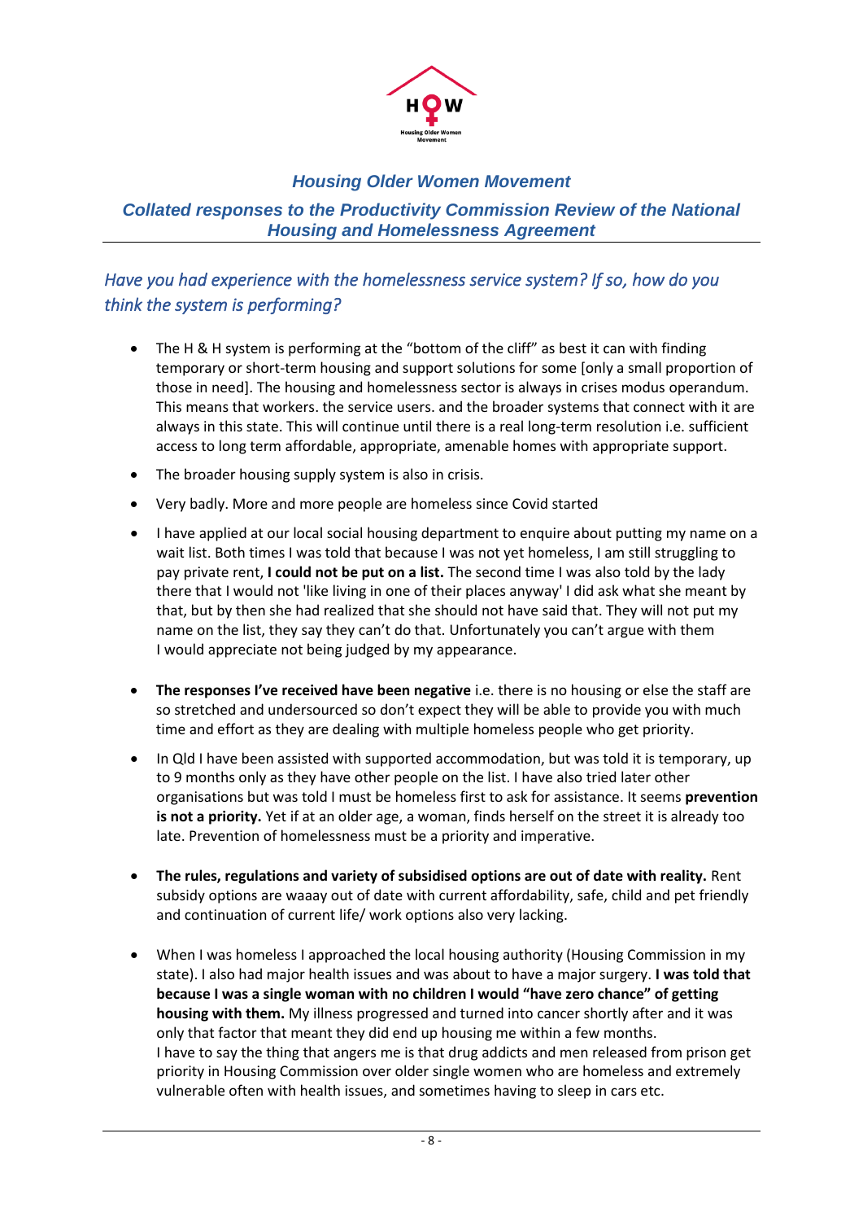*Housing Older Women Movement*

*Collated responses to the Productivity Commission Review of the National Housing and Homelessness Agreement*

## *Have you had experience with the homelessness service system? If so, how do you think the system is performing?*

- The H & H system is performing at the "bottom of the cliff" as best it can with finding temporary or short-term housing and support solutions for some [only a small proportion of those in need]. The housing and homelessness sector is always in crises modus operandum. This means that workers. the service users. and the broader systems that connect with it are always in this state. This will continue until there is a real long-term resolution i.e. sufficient access to long term affordable, appropriate, amenable homes with appropriate support.
- The broader housing supply system is also in crisis.
- Very badly. More and more people are homeless since Covid started
- I have applied at our local social housing department to enquire about putting my name on a wait list. Both times I was told that because I was not yet homeless, I am still struggling to pay private rent, **I could not be put on a list.** The second time I was also told by the lady there that I would not 'like living in one of their places anyway' I did ask what she meant by that, but by then she had realized that she should not have said that. They will not put my name on the list, they say they can't do that. Unfortunately you can't argue with them
  I would appreciate not being judged by my appearance.
- **The responses I've received have been negative** i.e. there is no housing or else the staff are so stretched and undersourced so don't expect they will be able to provide you with much time and effort as they are dealing with multiple homeless people who get priority.
- In Qld I have been assisted with supported accommodation, but was told it is temporary, up to 9 months only as they have other people on the list. I have also tried later other organisations but was told I must be homeless first to ask for assistance. It seems **prevention is not a priority.** Yet if at an older age, a woman, finds herself on the street it is already too late. Prevention of homelessness must be a priority and imperative.
- **The rules, regulations and variety of subsidised options are out of date with reality.** Rent subsidy options are waaay out of date with current affordability, safe, child and pet friendly and continuation of current life/ work options also very lacking.
- When I was homeless I approached the local housing authority (Housing Commission in my state). I also had major health issues and was about to have a major surgery. **I was told that because I was a single woman with no children I would "have zero chance" of getting housing with them.** My illness progressed and turned into cancer shortly after and it was only that factor that meant they did end up housing me within a few months.
  I have to say the thing that angers me is that drug addicts and men released from prison get priority in Housing Commission over older single women who are homeless and extremely vulnerable often with health issues, and sometimes having to sleep in cars etc.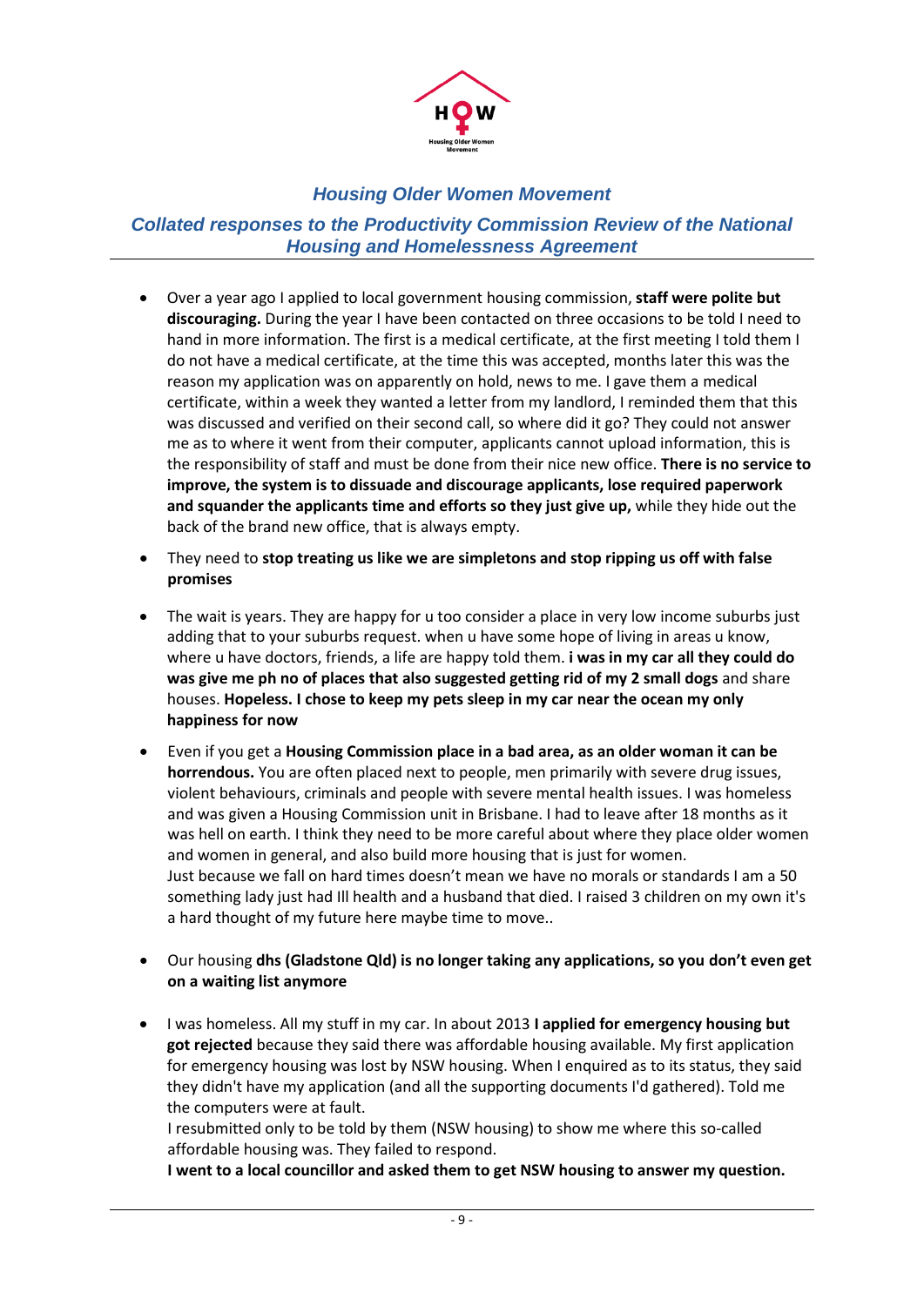*Housing Older Women Movement*

*Collated responses to the Productivity Commission Review of the National Housing and Homelessness Agreement*

- Over a year ago I applied to local government housing commission, **staff were polite but discouraging.** During the year I have been contacted on three occasions to be told I need to hand in more information. The first is a medical certificate, at the first meeting I told them I do not have a medical certificate, at the time this was accepted, months later this was the reason my application was on apparently on hold, news to me. I gave them a medical certificate, within a week they wanted a letter from my landlord, I reminded them that this was discussed and verified on their second call, so where did it go? They could not answer me as to where it went from their computer, applicants cannot upload information, this is the responsibility of staff and must be done from their nice new office. **There is no service to improve, the system is to dissuade and discourage applicants, lose required paperwork and squander the applicants time and efforts so they just give up,** while they hide out the back of the brand new office, that is always empty.

- They need to **stop treating us like we are simpletons and stop ripping us off with false promises**

- The wait is years. They are happy for u too consider a place in very low income suburbs just adding that to your suburbs request. when u have some hope of living in areas u know, where u have doctors, friends, a life are happy told them. **i was in my car all they could do was give me ph no of places that also suggested getting rid of my 2 small dogs** and share houses. **Hopeless. I chose to keep my pets sleep in my car near the ocean my only happiness for now**

- Even if you get a **Housing Commission place in a bad area, as an older woman it can be horrendous.** You are often placed next to people, men primarily with severe drug issues, violent behaviours, criminals and people with severe mental health issues. I was homeless and was given a Housing Commission unit in Brisbane. I had to leave after 18 months as it was hell on earth. I think they need to be more careful about where they place older women and women in general, and also build more housing that is just for women.
  Just because we fall on hard times doesn't mean we have no morals or standards I am a 50 something lady just had Ill health and a husband that died. I raised 3 children on my own it's a hard thought of my future here maybe time to move..

- Our housing **dhs (Gladstone Qld) is no longer taking any applications, so you don't even get on a waiting list anymore**

- I was homeless. All my stuff in my car. In about 2013 **I applied for emergency housing but got rejected** because they said there was affordable housing available. My first application for emergency housing was lost by NSW housing. When I enquired as to its status, they said they didn't have my application (and all the supporting documents I'd gathered). Told me the computers were at fault.
  I resubmitted only to be told by them (NSW housing) to show me where this so-called affordable housing was. They failed to respond.
  **I went to a local councillor and asked them to get NSW housing to answer my question.**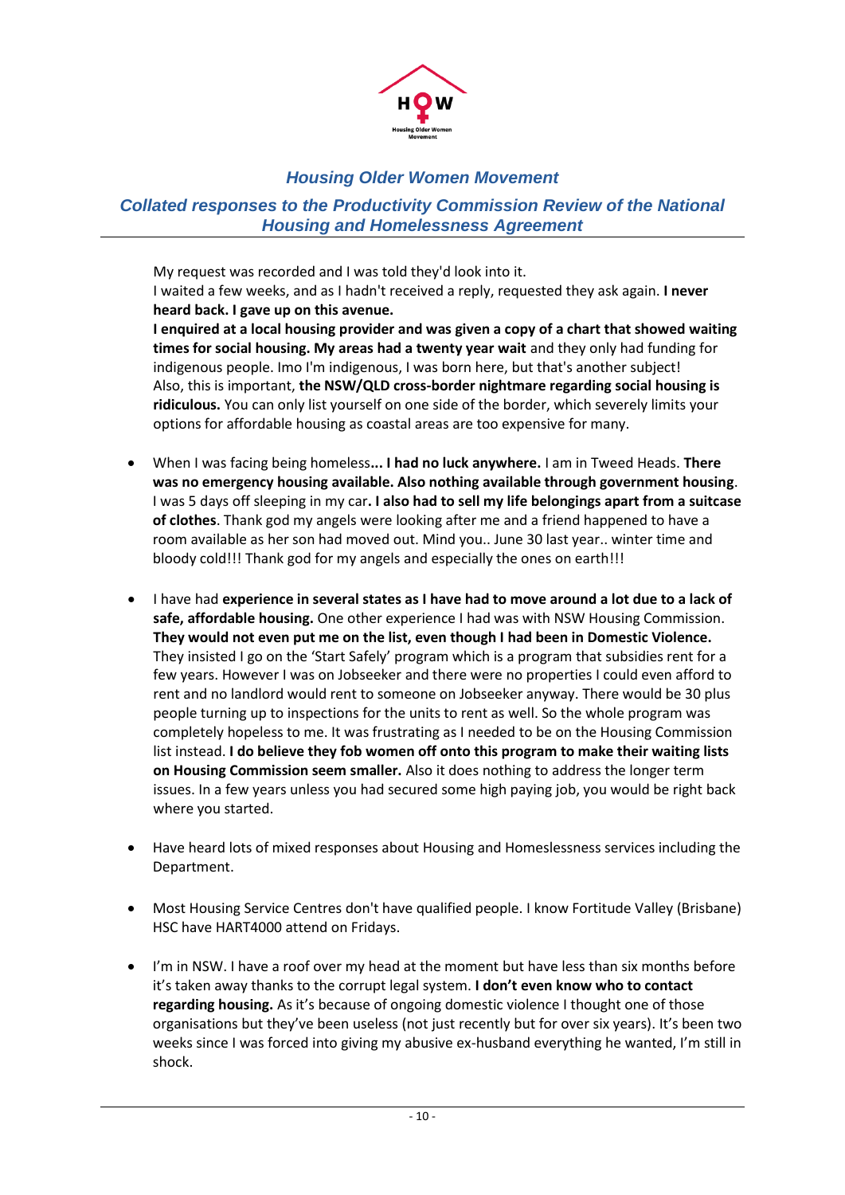My request was recorded and I was told they'd look into it.
I waited a few weeks, and as I hadn't received a reply, requested they ask again. **I never heard back. I gave up on this avenue.**
**I enquired at a local housing provider and was given a copy of a chart that showed waiting times for social housing. My areas had a twenty year wait** and they only had funding for indigenous people. Imo I'm indigenous, I was born here, but that's another subject!
Also, this is important, **the NSW/QLD cross-border nightmare regarding social housing is ridiculous.** You can only list yourself on one side of the border, which severely limits your options for affordable housing as coastal areas are too expensive for many.

- When I was facing being homeless**... I had no luck anywhere.** I am in Tweed Heads. **There was no emergency housing available. Also nothing available through government housing**. I was 5 days off sleeping in my car**. I also had to sell my life belongings apart from a suitcase of clothes**. Thank god my angels were looking after me and a friend happened to have a room available as her son had moved out. Mind you.. June 30 last year.. winter time and bloody cold!!! Thank god for my angels and especially the ones on earth!!!

- I have had **experience in several states as I have had to move around a lot due to a lack of safe, affordable housing.** One other experience I had was with NSW Housing Commission. **They would not even put me on the list, even though I had been in Domestic Violence.** They insisted I go on the 'Start Safely' program which is a program that subsidies rent for a few years. However I was on Jobseeker and there were no properties I could even afford to rent and no landlord would rent to someone on Jobseeker anyway. There would be 30 plus people turning up to inspections for the units to rent as well. So the whole program was completely hopeless to me. It was frustrating as I needed to be on the Housing Commission list instead. **I do believe they fob women off onto this program to make their waiting lists on Housing Commission seem smaller.** Also it does nothing to address the longer term issues. In a few years unless you had secured some high paying job, you would be right back where you started.

- Have heard lots of mixed responses about Housing and Homeslessness services including the Department.

- Most Housing Service Centres don't have qualified people. I know Fortitude Valley (Brisbane) HSC have HART4000 attend on Fridays.

- I'm in NSW. I have a roof over my head at the moment but have less than six months before it's taken away thanks to the corrupt legal system. **I don't even know who to contact regarding housing.** As it's because of ongoing domestic violence I thought one of those organisations but they've been useless (not just recently but for over six years). It's been two weeks since I was forced into giving my abusive ex-husband everything he wanted, I'm still in shock.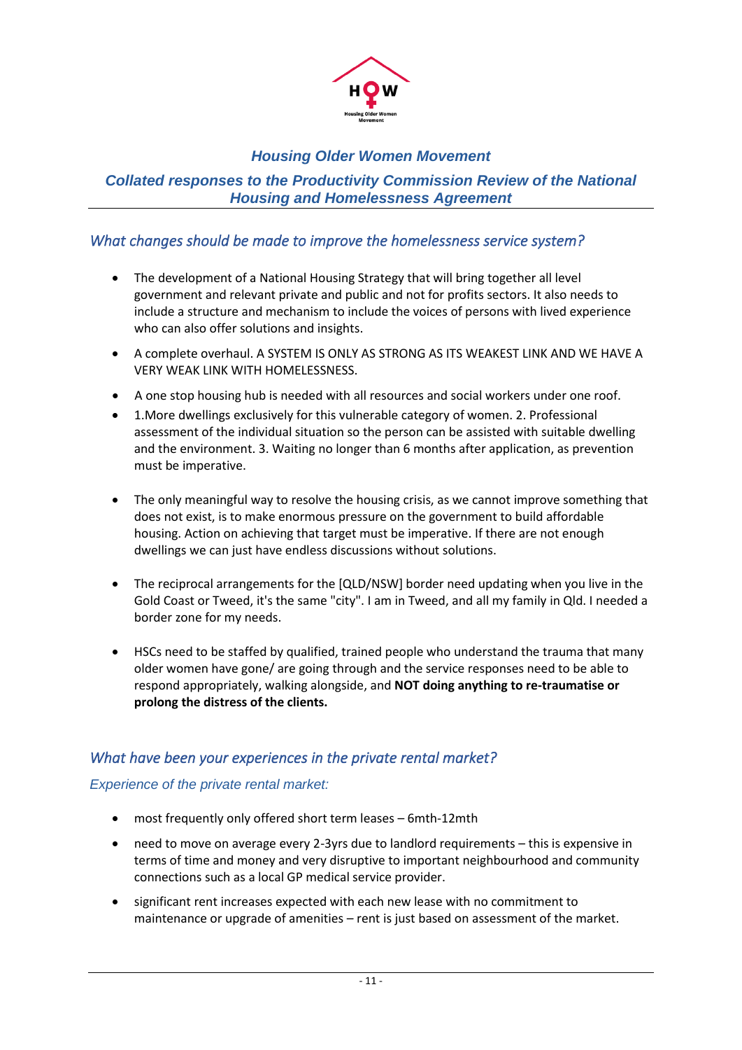# Housing Older Women Movement

## Collated responses to the Productivity Commission Review of the National Housing and Homelessness Agreement

### *What changes should be made to improve the homelessness service system?*

- The development of a National Housing Strategy that will bring together all level government and relevant private and public and not for profits sectors. It also needs to include a structure and mechanism to include the voices of persons with lived experience who can also offer solutions and insights.
- A complete overhaul. A SYSTEM IS ONLY AS STRONG AS ITS WEAKEST LINK AND WE HAVE A VERY WEAK LINK WITH HOMELESSNESS.
- A one stop housing hub is needed with all resources and social workers under one roof.
- 1.More dwellings exclusively for this vulnerable category of women. 2. Professional assessment of the individual situation so the person can be assisted with suitable dwelling and the environment. 3. Waiting no longer than 6 months after application, as prevention must be imperative.
- The only meaningful way to resolve the housing crisis, as we cannot improve something that does not exist, is to make enormous pressure on the government to build affordable housing. Action on achieving that target must be imperative. If there are not enough dwellings we can just have endless discussions without solutions.
- The reciprocal arrangements for the [QLD/NSW] border need updating when you live in the Gold Coast or Tweed, it's the same "city". I am in Tweed, and all my family in Qld. I needed a border zone for my needs.
- HSCs need to be staffed by qualified, trained people who understand the trauma that many older women have gone/ are going through and the service responses need to be able to respond appropriately, walking alongside, and **NOT doing anything to re-traumatise or prolong the distress of the clients.**

### *What have been your experiences in the private rental market?*

*Experience of the private rental market:*

- most frequently only offered short term leases – 6mth-12mth
- need to move on average every 2-3yrs due to landlord requirements – this is expensive in terms of time and money and very disruptive to important neighbourhood and community connections such as a local GP medical service provider.
- significant rent increases expected with each new lease with no commitment to maintenance or upgrade of amenities – rent is just based on assessment of the market.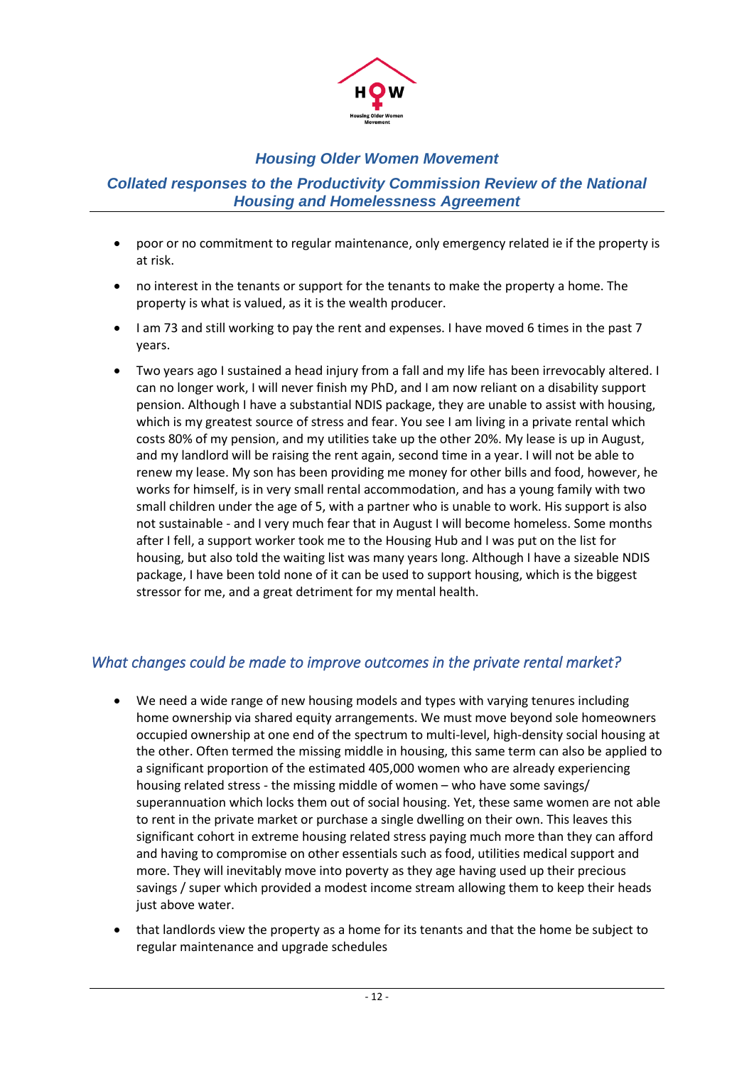- poor or no commitment to regular maintenance, only emergency related ie if the property is at risk.
- no interest in the tenants or support for the tenants to make the property a home. The property is what is valued, as it is the wealth producer.
- I am 73 and still working to pay the rent and expenses. I have moved 6 times in the past 7 years.
- Two years ago I sustained a head injury from a fall and my life has been irrevocably altered. I can no longer work, I will never finish my PhD, and I am now reliant on a disability support pension. Although I have a substantial NDIS package, they are unable to assist with housing, which is my greatest source of stress and fear. You see I am living in a private rental which costs 80% of my pension, and my utilities take up the other 20%. My lease is up in August, and my landlord will be raising the rent again, second time in a year. I will not be able to renew my lease. My son has been providing me money for other bills and food, however, he works for himself, is in very small rental accommodation, and has a young family with two small children under the age of 5, with a partner who is unable to work. His support is also not sustainable - and I very much fear that in August I will become homeless. Some months after I fell, a support worker took me to the Housing Hub and I was put on the list for housing, but also told the waiting list was many years long. Although I have a sizeable NDIS package, I have been told none of it can be used to support housing, which is the biggest stressor for me, and a great detriment for my mental health.

## *What changes could be made to improve outcomes in the private rental market?*

- We need a wide range of new housing models and types with varying tenures including home ownership via shared equity arrangements. We must move beyond sole homeowners occupied ownership at one end of the spectrum to multi-level, high-density social housing at the other. Often termed the missing middle in housing, this same term can also be applied to a significant proportion of the estimated 405,000 women who are already experiencing housing related stress - the missing middle of women – who have some savings/ superannuation which locks them out of social housing. Yet, these same women are not able to rent in the private market or purchase a single dwelling on their own. This leaves this significant cohort in extreme housing related stress paying much more than they can afford and having to compromise on other essentials such as food, utilities medical support and more. They will inevitably move into poverty as they age having used up their precious savings / super which provided a modest income stream allowing them to keep their heads just above water.
- that landlords view the property as a home for its tenants and that the home be subject to regular maintenance and upgrade schedules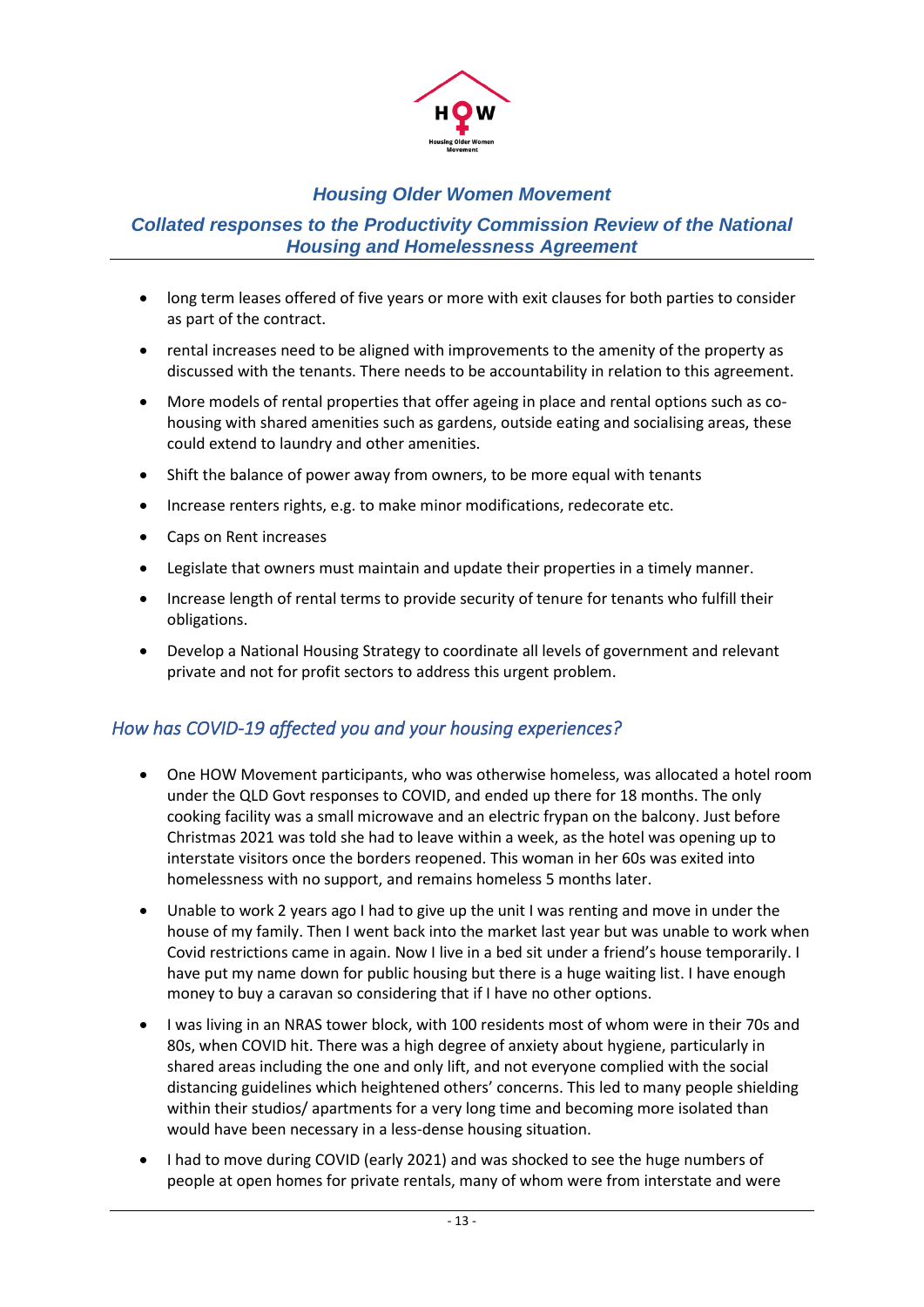- long term leases offered of five years or more with exit clauses for both parties to consider as part of the contract.
- rental increases need to be aligned with improvements to the amenity of the property as discussed with the tenants. There needs to be accountability in relation to this agreement.
- More models of rental properties that offer ageing in place and rental options such as co-housing with shared amenities such as gardens, outside eating and socialising areas, these could extend to laundry and other amenities.
- Shift the balance of power away from owners, to be more equal with tenants
- Increase renters rights, e.g. to make minor modifications, redecorate etc.
- Caps on Rent increases
- Legislate that owners must maintain and update their properties in a timely manner.
- Increase length of rental terms to provide security of tenure for tenants who fulfill their obligations.
- Develop a National Housing Strategy to coordinate all levels of government and relevant private and not for profit sectors to address this urgent problem.

## *How has COVID-19 affected you and your housing experiences?*

- One HOW Movement participants, who was otherwise homeless, was allocated a hotel room under the QLD Govt responses to COVID, and ended up there for 18 months. The only cooking facility was a small microwave and an electric frypan on the balcony. Just before Christmas 2021 was told she had to leave within a week, as the hotel was opening up to interstate visitors once the borders reopened. This woman in her 60s was exited into homelessness with no support, and remains homeless 5 months later.
- Unable to work 2 years ago I had to give up the unit I was renting and move in under the house of my family. Then I went back into the market last year but was unable to work when Covid restrictions came in again. Now I live in a bed sit under a friend's house temporarily. I have put my name down for public housing but there is a huge waiting list. I have enough money to buy a caravan so considering that if I have no other options.
- I was living in an NRAS tower block, with 100 residents most of whom were in their 70s and 80s, when COVID hit. There was a high degree of anxiety about hygiene, particularly in shared areas including the one and only lift, and not everyone complied with the social distancing guidelines which heightened others' concerns. This led to many people shielding within their studios/ apartments for a very long time and becoming more isolated than would have been necessary in a less-dense housing situation.
- I had to move during COVID (early 2021) and was shocked to see the huge numbers of people at open homes for private rentals, many of whom were from interstate and were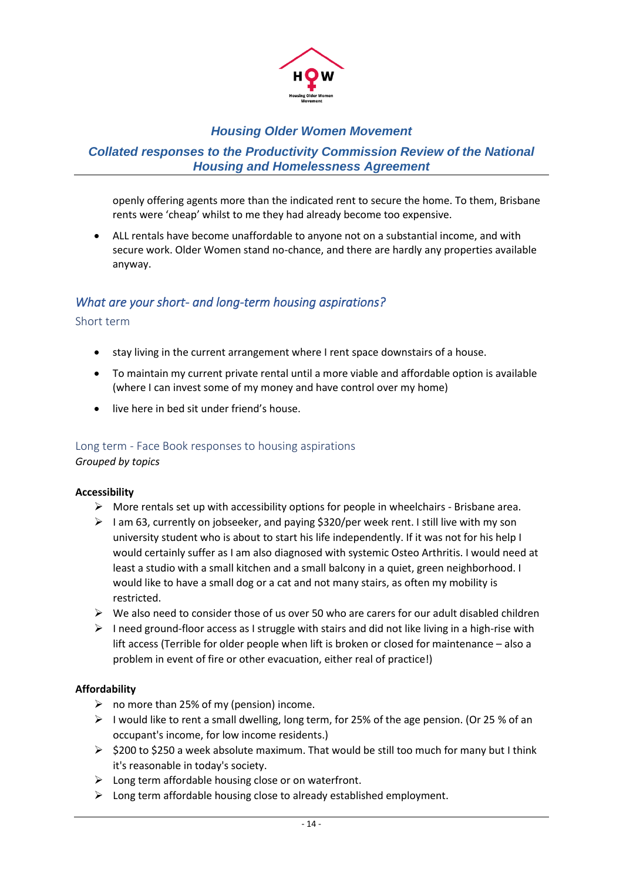openly offering agents more than the indicated rent to secure the home. To them, Brisbane rents were 'cheap' whilst to me they had already become too expensive.

- ALL rentals have become unaffordable to anyone not on a substantial income, and with secure work. Older Women stand no-chance, and there are hardly any properties available anyway.

## *What are your short- and long-term housing aspirations?*

### Short term

- stay living in the current arrangement where I rent space downstairs of a house.
- To maintain my current private rental until a more viable and affordable option is available (where I can invest some of my money and have control over my home)
- live here in bed sit under friend's house.

### Long term - Face Book responses to housing aspirations

*Grouped by topics*

**Accessibility**

- More rentals set up with accessibility options for people in wheelchairs - Brisbane area.
- I am 63, currently on jobseeker, and paying $320/per week rent. I still live with my son university student who is about to start his life independently. If it was not for his help I would certainly suffer as I am also diagnosed with systemic Osteo Arthritis. I would need at least a studio with a small kitchen and a small balcony in a quiet, green neighborhood. I would like to have a small dog or a cat and not many stairs, as often my mobility is restricted.
- We also need to consider those of us over 50 who are carers for our adult disabled children
- I need ground-floor access as I struggle with stairs and did not like living in a high-rise with lift access (Terrible for older people when lift is broken or closed for maintenance – also a problem in event of fire or other evacuation, either real of practice!)

**Affordability**

- no more than 25% of my (pension) income.
- I would like to rent a small dwelling, long term, for 25% of the age pension. (Or 25 % of an occupant's income, for low income residents.)
- $200 to $250 a week absolute maximum. That would be still too much for many but I think it's reasonable in today's society.
- Long term affordable housing close or on waterfront.
- Long term affordable housing close to already established employment.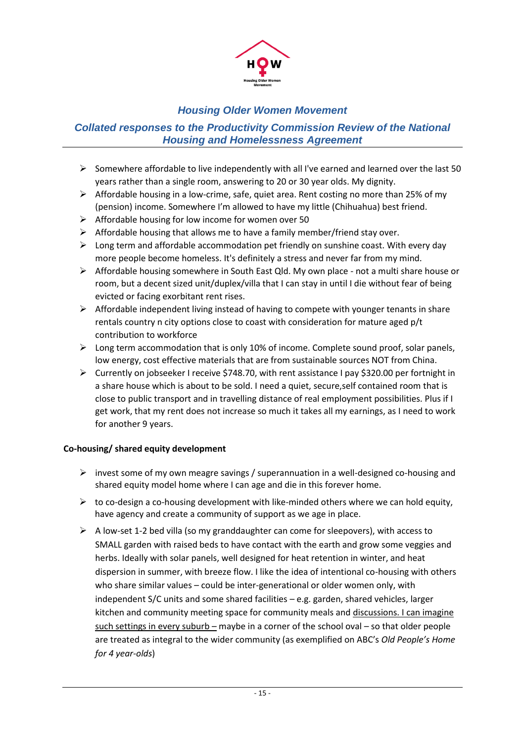*Housing Older Women Movement*

*Collated responses to the Productivity Commission Review of the National Housing and Homelessness Agreement*

- Somewhere affordable to live independently with all I've earned and learned over the last 50 years rather than a single room, answering to 20 or 30 year olds. My dignity.
- Affordable housing in a low-crime, safe, quiet area. Rent costing no more than 25% of my (pension) income. Somewhere I'm allowed to have my little (Chihuahua) best friend.
- Affordable housing for low income for women over 50
- Affordable housing that allows me to have a family member/friend stay over.
- Long term and affordable accommodation pet friendly on sunshine coast. With every day more people become homeless. It's definitely a stress and never far from my mind.
- Affordable housing somewhere in South East Qld. My own place - not a multi share house or room, but a decent sized unit/duplex/villa that I can stay in until I die without fear of being evicted or facing exorbitant rent rises.
- Affordable independent living instead of having to compete with younger tenants in share rentals country n city options close to coast with consideration for mature aged p/t contribution to workforce
- Long term accommodation that is only 10% of income. Complete sound proof, solar panels, low energy, cost effective materials that are from sustainable sources NOT from China.
- Currently on jobseeker I receive $748.70, with rent assistance I pay $320.00 per fortnight in a share house which is about to be sold. I need a quiet, secure,self contained room that is close to public transport and in travelling distance of real employment possibilities. Plus if I get work, that my rent does not increase so much it takes all my earnings, as I need to work for another 9 years.

**Co-housing/ shared equity development**

- invest some of my own meagre savings / superannuation in a well-designed co-housing and shared equity model home where I can age and die in this forever home.
- to co-design a co-housing development with like-minded others where we can hold equity, have agency and create a community of support as we age in place.
- A low-set 1-2 bed villa (so my granddaughter can come for sleepovers), with access to SMALL garden with raised beds to have contact with the earth and grow some veggies and herbs. Ideally with solar panels, well designed for heat retention in winter, and heat dispersion in summer, with breeze flow. I like the idea of intentional co-housing with others who share similar values – could be inter-generational or older women only, with independent S/C units and some shared facilities – e.g. garden, shared vehicles, larger kitchen and community meeting space for community meals and discussions. I can imagine such settings in every suburb – maybe in a corner of the school oval – so that older people are treated as integral to the wider community (as exemplified on ABC's *Old People's Home for 4 year-olds*)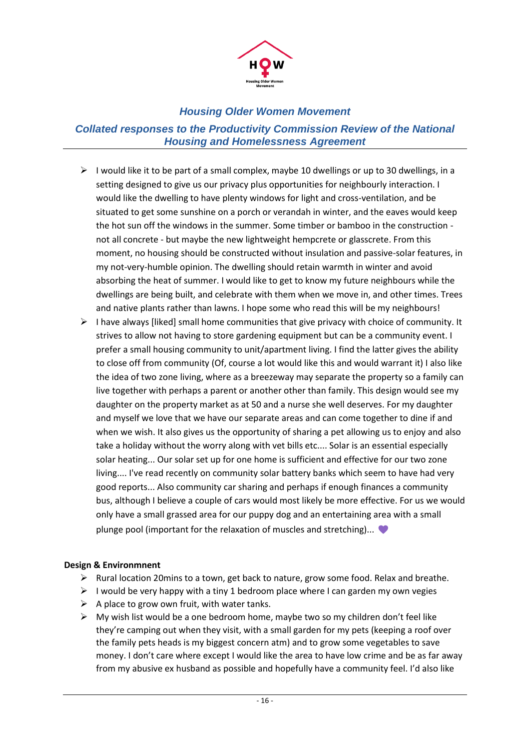- I would like it to be part of a small complex, maybe 10 dwellings or up to 30 dwellings, in a setting designed to give us our privacy plus opportunities for neighbourly interaction. I would like the dwelling to have plenty windows for light and cross-ventilation, and be situated to get some sunshine on a porch or verandah in winter, and the eaves would keep the hot sun off the windows in the summer. Some timber or bamboo in the construction - not all concrete - but maybe the new lightweight hempcrete or glasscrete. From this moment, no housing should be constructed without insulation and passive-solar features, in my not-very-humble opinion. The dwelling should retain warmth in winter and avoid absorbing the heat of summer. I would like to get to know my future neighbours while the dwellings are being built, and celebrate with them when we move in, and other times. Trees and native plants rather than lawns. I hope some who read this will be my neighbours!
- I have always [liked] small home communities that give privacy with choice of community. It strives to allow not having to store gardening equipment but can be a community event. I prefer a small housing community to unit/apartment living. I find the latter gives the ability to close off from community (Of, course a lot would like this and would warrant it) I also like the idea of two zone living, where as a breezeway may separate the property so a family can live together with perhaps a parent or another other than family. This design would see my daughter on the property market as at 50 and a nurse she well deserves. For my daughter and myself we love that we have our separate areas and can come together to dine if and when we wish. It also gives us the opportunity of sharing a pet allowing us to enjoy and also take a holiday without the worry along with vet bills etc.... Solar is an essential especially solar heating... Our solar set up for one home is sufficient and effective for our two zone living.... I've read recently on community solar battery banks which seem to have had very good reports... Also community car sharing and perhaps if enough finances a community bus, although I believe a couple of cars would most likely be more effective. For us we would only have a small grassed area for our puppy dog and an entertaining area with a small plunge pool (important for the relaxation of muscles and stretching)... 💜

**Design & Environmnent**

- Rural location 20mins to a town, get back to nature, grow some food. Relax and breathe.
- I would be very happy with a tiny 1 bedroom place where I can garden my own vegies
- A place to grow own fruit, with water tanks.
- My wish list would be a one bedroom home, maybe two so my children don't feel like they're camping out when they visit, with a small garden for my pets (keeping a roof over the family pets heads is my biggest concern atm) and to grow some vegetables to save money. I don't care where except I would like the area to have low crime and be as far away from my abusive ex husband as possible and hopefully have a community feel. I'd also like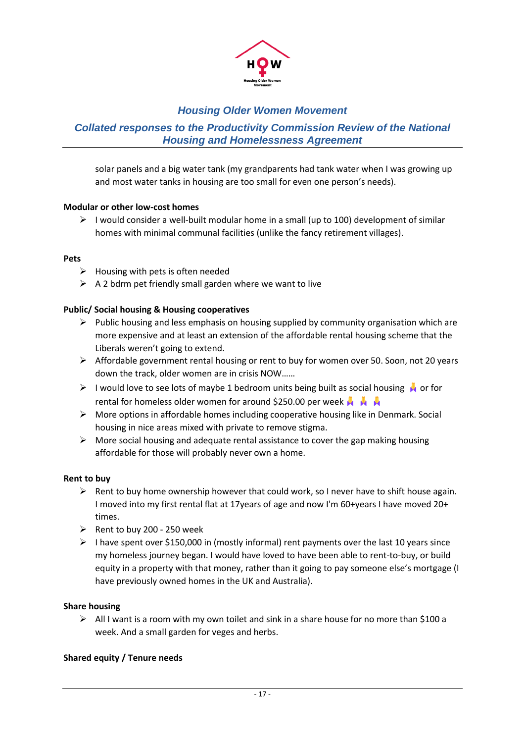solar panels and a big water tank (my grandparents had tank water when I was growing up and most water tanks in housing are too small for even one person's needs).

**Modular or other low-cost homes**

- I would consider a well-built modular home in a small (up to 100) development of similar homes with minimal communal facilities (unlike the fancy retirement villages).

**Pets**

- Housing with pets is often needed
- A 2 bdrm pet friendly small garden where we want to live

**Public/ Social housing & Housing cooperatives**

- Public housing and less emphasis on housing supplied by community organisation which are more expensive and at least an extension of the affordable rental housing scheme that the Liberals weren't going to extend.
- Affordable government rental housing or rent to buy for women over 50. Soon, not 20 years down the track, older women are in crisis NOW……
- I would love to see lots of maybe 1 bedroom units being built as social housing 🙏 or for rental for homeless older women for around $250.00 per week 🙏 🙏 🙏
- More options in affordable homes including cooperative housing like in Denmark. Social housing in nice areas mixed with private to remove stigma.
- More social housing and adequate rental assistance to cover the gap making housing affordable for those will probably never own a home.

**Rent to buy**

- Rent to buy home ownership however that could work, so I never have to shift house again. I moved into my first rental flat at 17years of age and now I'm 60+years I have moved 20+ times.
- Rent to buy 200 - 250 week
- I have spent over $150,000 in (mostly informal) rent payments over the last 10 years since my homeless journey began. I would have loved to have been able to rent-to-buy, or build equity in a property with that money, rather than it going to pay someone else's mortgage (I have previously owned homes in the UK and Australia).

**Share housing**

- All I want is a room with my own toilet and sink in a share house for no more than $100 a week. And a small garden for veges and herbs.

**Shared equity / Tenure needs**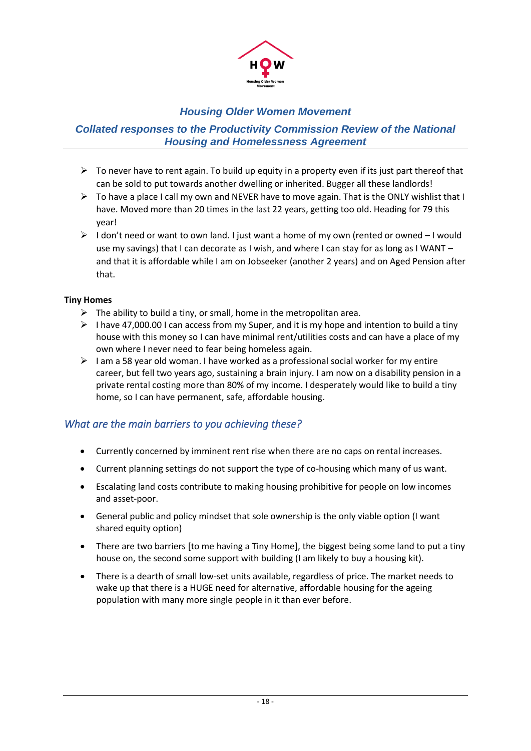# Housing Older Women Movement

## Collated responses to the Productivity Commission Review of the National Housing and Homelessness Agreement

- To never have to rent again. To build up equity in a property even if its just part thereof that can be sold to put towards another dwelling or inherited. Bugger all these landlords!
- To have a place I call my own and NEVER have to move again. That is the ONLY wishlist that I have. Moved more than 20 times in the last 22 years, getting too old. Heading for 79 this year!
- I don't need or want to own land. I just want a home of my own (rented or owned – I would use my savings) that I can decorate as I wish, and where I can stay for as long as I WANT – and that it is affordable while I am on Jobseeker (another 2 years) and on Aged Pension after that.

**Tiny Homes**

- The ability to build a tiny, or small, home in the metropolitan area.
- I have 47,000.00 I can access from my Super, and it is my hope and intention to build a tiny house with this money so I can have minimal rent/utilities costs and can have a place of my own where I never need to fear being homeless again.
- I am a 58 year old woman. I have worked as a professional social worker for my entire career, but fell two years ago, sustaining a brain injury. I am now on a disability pension in a private rental costing more than 80% of my income. I desperately would like to build a tiny home, so I can have permanent, safe, affordable housing.

### *What are the main barriers to you achieving these?*

- Currently concerned by imminent rent rise when there are no caps on rental increases.
- Current planning settings do not support the type of co-housing which many of us want.
- Escalating land costs contribute to making housing prohibitive for people on low incomes and asset-poor.
- General public and policy mindset that sole ownership is the only viable option (I want shared equity option)
- There are two barriers [to me having a Tiny Home], the biggest being some land to put a tiny house on, the second some support with building (I am likely to buy a housing kit).
- There is a dearth of small low-set units available, regardless of price. The market needs to wake up that there is a HUGE need for alternative, affordable housing for the ageing population with many more single people in it than ever before.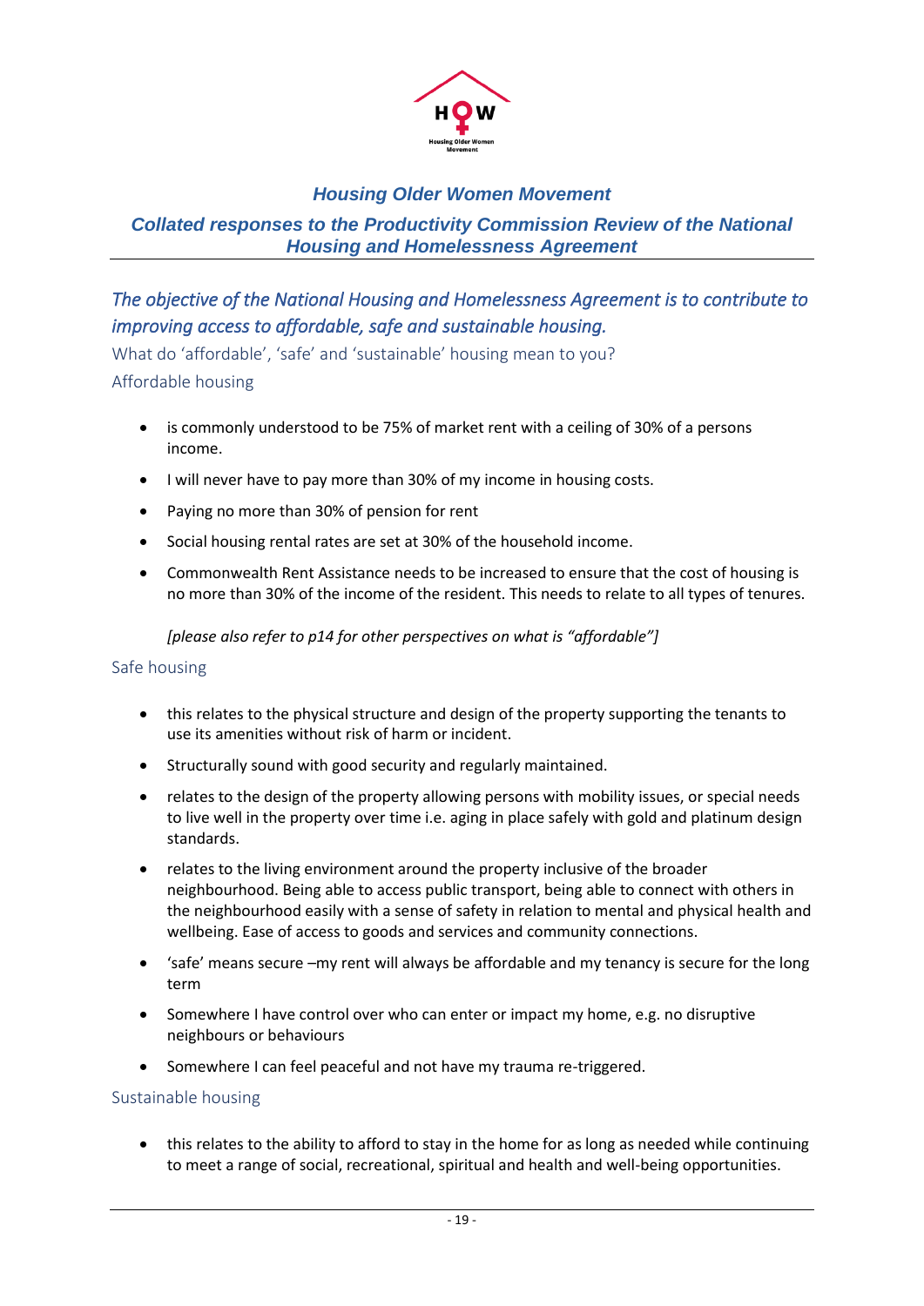### Housing Older Women Movement

### Collated responses to the Productivity Commission Review of the National Housing and Homelessness Agreement

## *The objective of the National Housing and Homelessness Agreement is to contribute to improving access to affordable, safe and sustainable housing.*

What do 'affordable', 'safe' and 'sustainable' housing mean to you?

### Affordable housing

- is commonly understood to be 75% of market rent with a ceiling of 30% of a persons income.
- I will never have to pay more than 30% of my income in housing costs.
- Paying no more than 30% of pension for rent
- Social housing rental rates are set at 30% of the household income.
- Commonwealth Rent Assistance needs to be increased to ensure that the cost of housing is no more than 30% of the income of the resident. This needs to relate to all types of tenures.

*[please also refer to p14 for other perspectives on what is "affordable"]*

### Safe housing

- this relates to the physical structure and design of the property supporting the tenants to use its amenities without risk of harm or incident.
- Structurally sound with good security and regularly maintained.
- relates to the design of the property allowing persons with mobility issues, or special needs to live well in the property over time i.e. aging in place safely with gold and platinum design standards.
- relates to the living environment around the property inclusive of the broader neighbourhood. Being able to access public transport, being able to connect with others in the neighbourhood easily with a sense of safety in relation to mental and physical health and wellbeing. Ease of access to goods and services and community connections.
- 'safe' means secure –my rent will always be affordable and my tenancy is secure for the long term
- Somewhere I have control over who can enter or impact my home, e.g. no disruptive neighbours or behaviours
- Somewhere I can feel peaceful and not have my trauma re-triggered.

### Sustainable housing

- this relates to the ability to afford to stay in the home for as long as needed while continuing to meet a range of social, recreational, spiritual and health and well-being opportunities.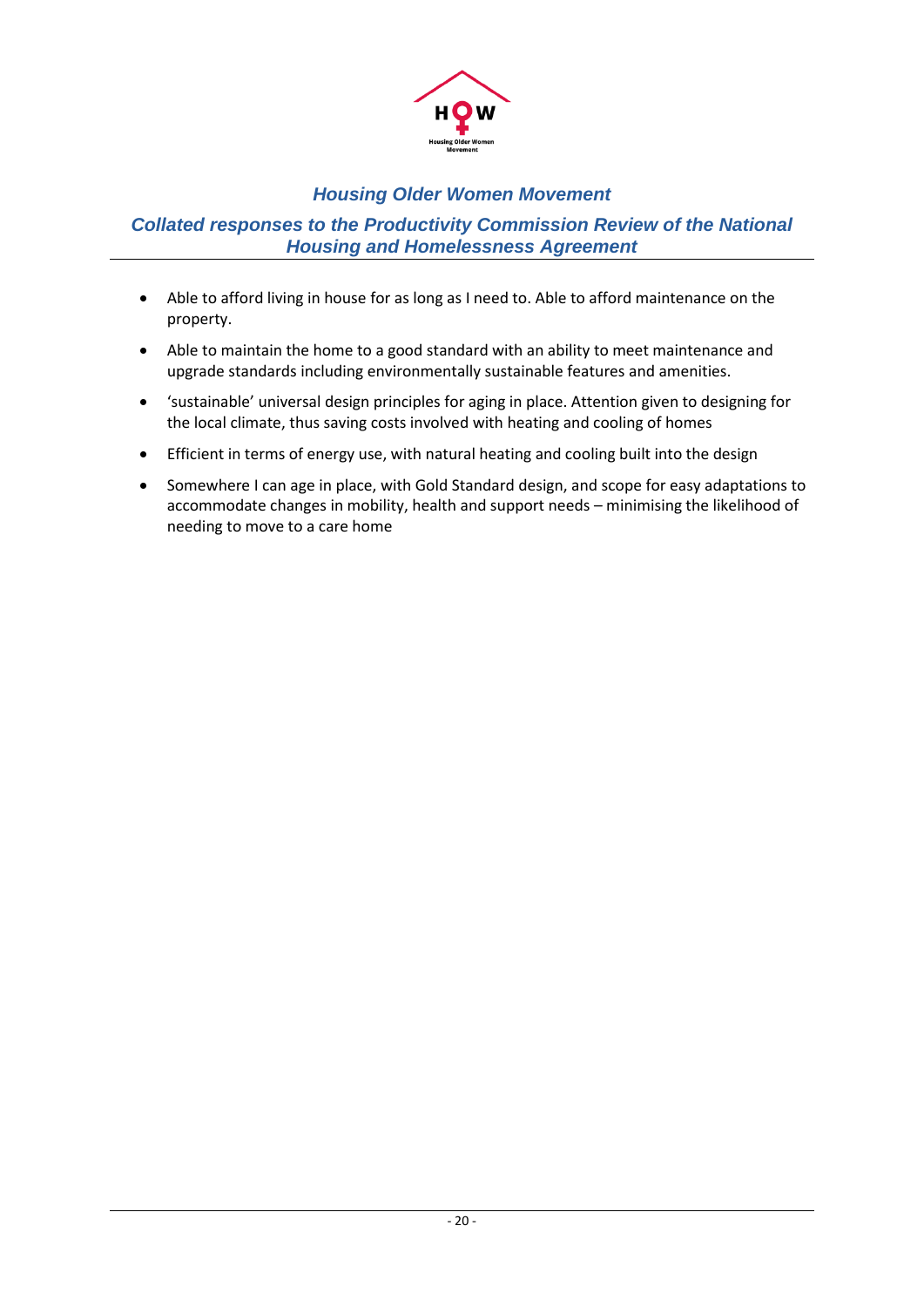- Able to afford living in house for as long as I need to. Able to afford maintenance on the property.
- Able to maintain the home to a good standard with an ability to meet maintenance and upgrade standards including environmentally sustainable features and amenities.
- 'sustainable' universal design principles for aging in place. Attention given to designing for the local climate, thus saving costs involved with heating and cooling of homes
- Efficient in terms of energy use, with natural heating and cooling built into the design
- Somewhere I can age in place, with Gold Standard design, and scope for easy adaptations to accommodate changes in mobility, health and support needs – minimising the likelihood of needing to move to a care home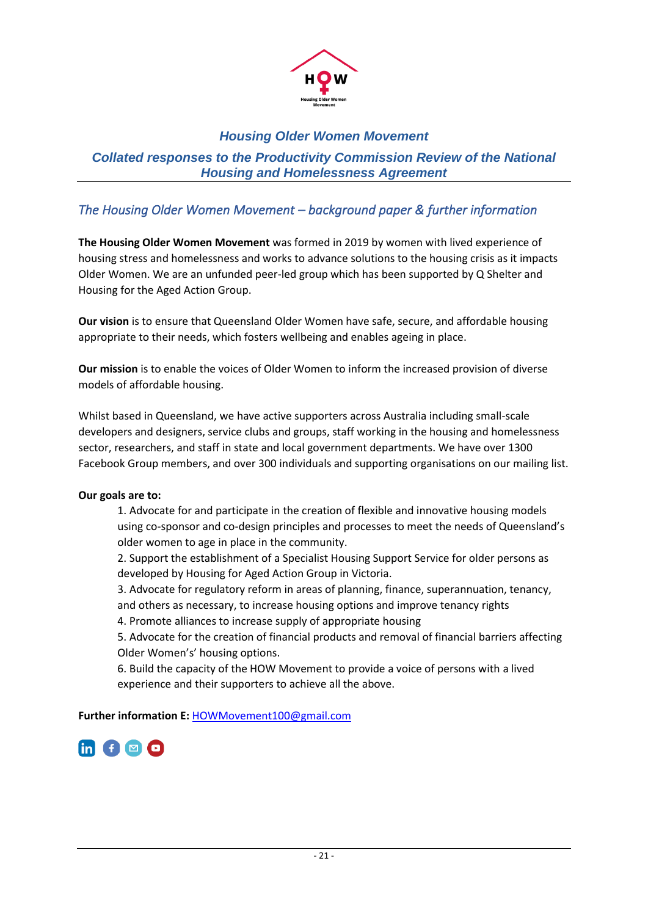# Housing Older Women Movement

## Collated responses to the Productivity Commission Review of the National Housing and Homelessness Agreement

### *The Housing Older Women Movement – background paper & further information*

**The Housing Older Women Movement** was formed in 2019 by women with lived experience of housing stress and homelessness and works to advance solutions to the housing crisis as it impacts Older Women. We are an unfunded peer-led group which has been supported by Q Shelter and Housing for the Aged Action Group.

**Our vision** is to ensure that Queensland Older Women have safe, secure, and affordable housing appropriate to their needs, which fosters wellbeing and enables ageing in place.

**Our mission** is to enable the voices of Older Women to inform the increased provision of diverse models of affordable housing.

Whilst based in Queensland, we have active supporters across Australia including small-scale developers and designers, service clubs and groups, staff working in the housing and homelessness sector, researchers, and staff in state and local government departments. We have over 1300 Facebook Group members, and over 300 individuals and supporting organisations on our mailing list.

**Our goals are to:**

1. Advocate for and participate in the creation of flexible and innovative housing models using co-sponsor and co-design principles and processes to meet the needs of Queensland's older women to age in place in the community.
2. Support the establishment of a Specialist Housing Support Service for older persons as developed by Housing for Aged Action Group in Victoria.
3. Advocate for regulatory reform in areas of planning, finance, superannuation, tenancy, and others as necessary, to increase housing options and improve tenancy rights
4. Promote alliances to increase supply of appropriate housing
5. Advocate for the creation of financial products and removal of financial barriers affecting Older Women's' housing options.
6. Build the capacity of the HOW Movement to provide a voice of persons with a lived experience and their supporters to achieve all the above.

**Further information E:** HOWMovement100@gmail.com